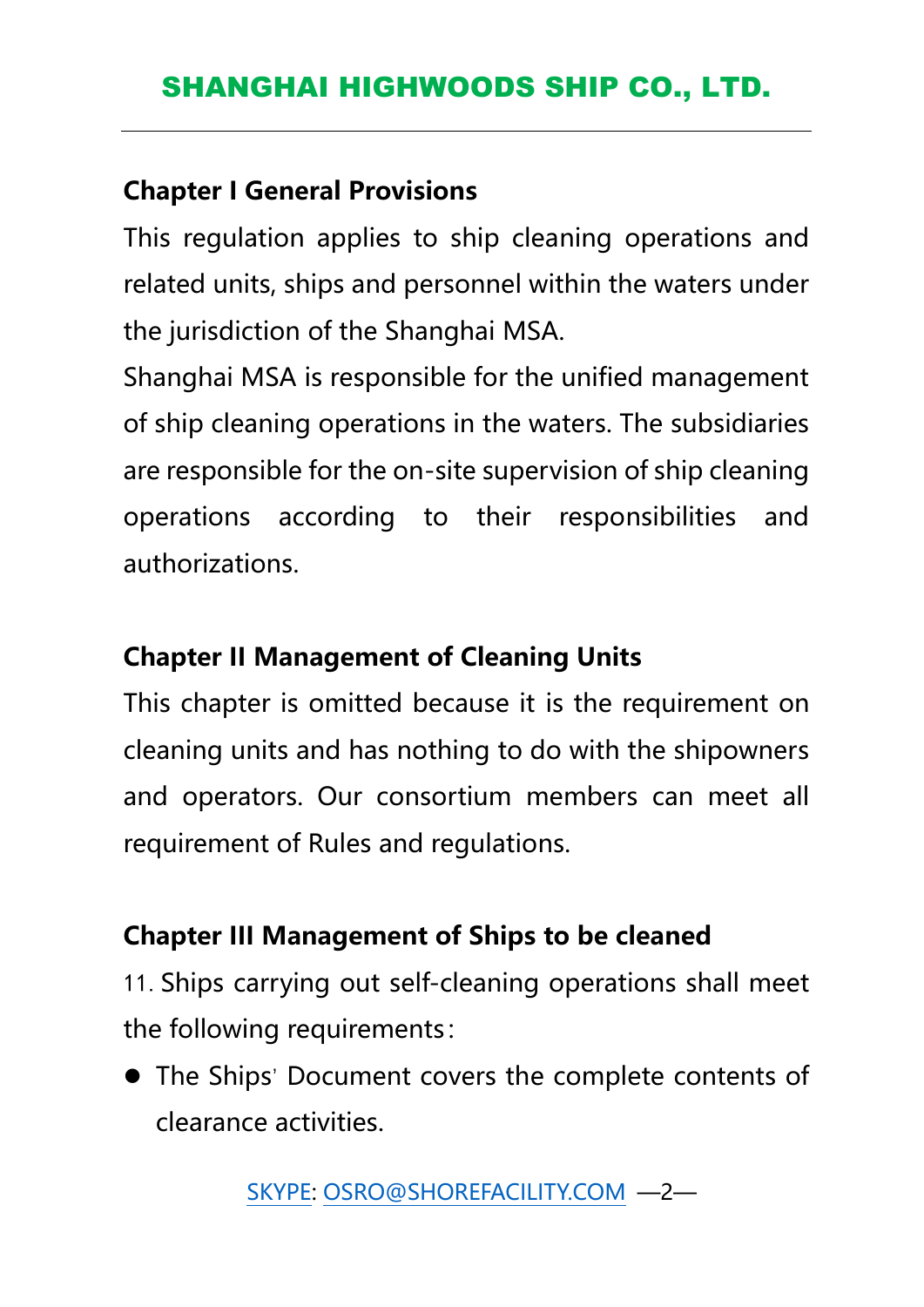## Chapter I General Provisions

This regulation applies to ship cleaning operations and related units, ships and personnel within the waters under the jurisdiction of the Shanghai MSA.

Shanghai MSA is responsible for the unified management of ship cleaning operations in the waters. The subsidiaries are responsible for the on-site supervision of ship cleaning operations according to their responsibilities and authorizations.

## Chapter II Management of Cleaning Units

This chapter is omitted because it is the requirement on cleaning units and has nothing to do with the shipowners and operators. Our consortium members can meet all requirement of Rules and regulations.

## Chapter III Management of Ships to be cleaned

11. Ships carrying out self-cleaning operations shall meet the following requirements：

- The Ships' Document covers the complete contents of clearance activities.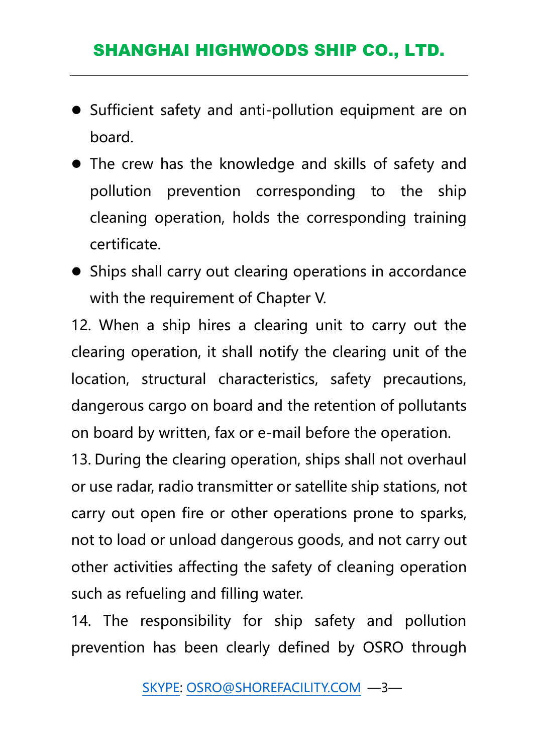- Sufficient safety and anti-pollution equipment are on board.
- The crew has the knowledge and skills of safety and pollution prevention corresponding to the ship cleaning operation, holds the corresponding training certificate.
- Ships shall carry out clearing operations in accordance with the requirement of Chapter V.

12. When a ship hires a clearing unit to carry out the clearing operation, it shall notify the clearing unit of the location, structural characteristics, safety precautions, dangerous cargo on board and the retention of pollutants on board by written, fax or e-mail before the operation.

13. During the clearing operation, ships shall not overhaul or use radar, radio transmitter or satellite ship stations, not carry out open fire or other operations prone to sparks, not to load or unload dangerous goods, and not carry out other activities affecting the safety of cleaning operation such as refueling and filling water.

14. The responsibility for ship safety and pollution prevention has been clearly defined by OSRO through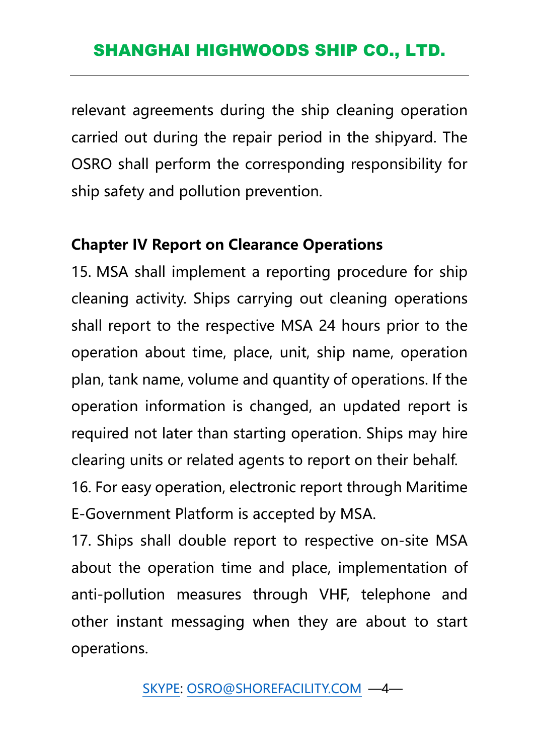relevant agreements during the ship cleaning operation carried out during the repair period in the shipyard. The OSRO shall perform the corresponding responsibility for ship safety and pollution prevention.

**Chapter IV Report on Clearance Operations**

15. MSA shall implement a reporting procedure for ship cleaning activity. Ships carrying out cleaning operations shall report to the respective MSA 24 hours prior to the operation about time, place, unit, ship name, operation plan, tank name, volume and quantity of operations. If the operation information is changed, an updated report is required not later than starting operation. Ships may hire clearing units or related agents to report on their behalf.

16. For easy operation, electronic report through Maritime E-Government Platform is accepted by MSA.

17. Ships shall double report to respective on-site MSA about the operation time and place, implementation of anti-pollution measures through VHF, telephone and other instant messaging when they are about to start operations.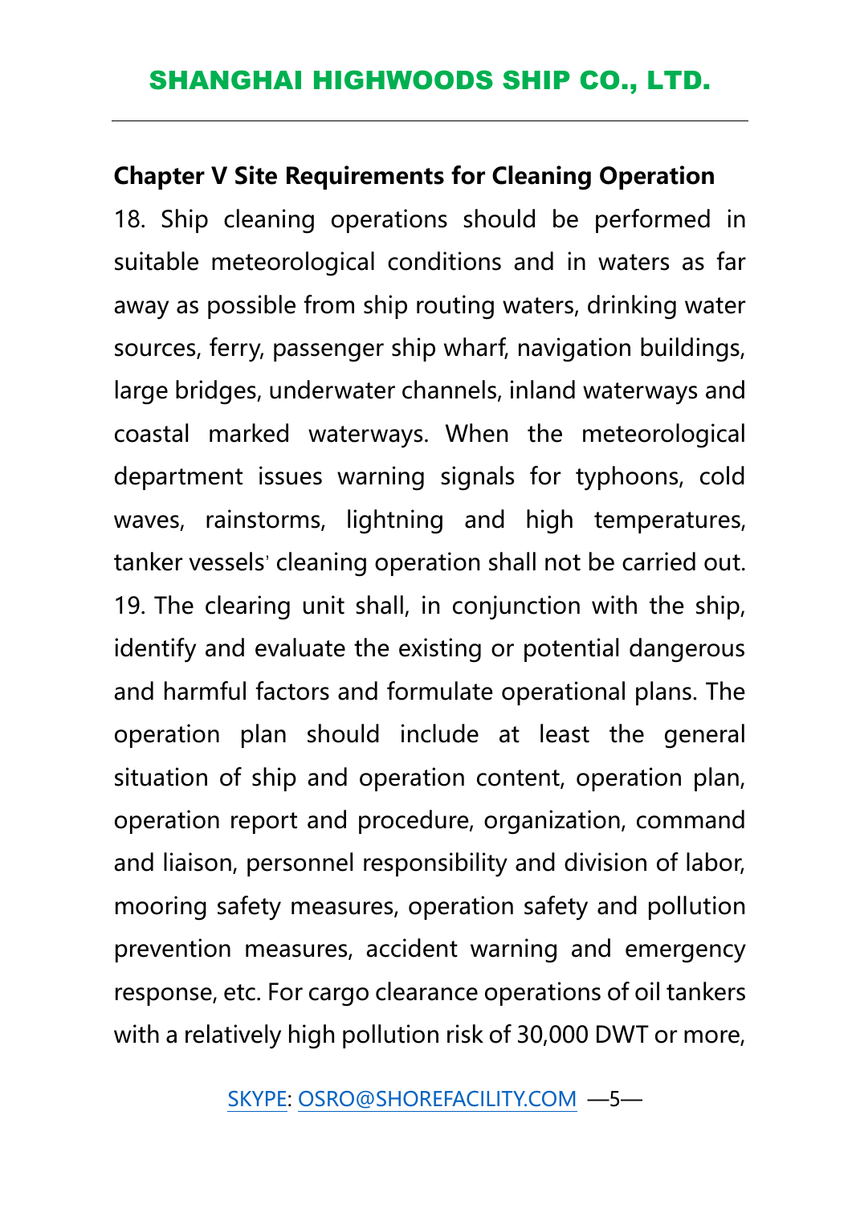## Chapter V Site Requirements for Cleaning Operation

18. Ship cleaning operations should be performed in suitable meteorological conditions and in waters as far away as possible from ship routing waters, drinking water sources, ferry, passenger ship wharf, navigation buildings, large bridges, underwater channels, inland waterways and coastal marked waterways. When the meteorological department issues warning signals for typhoons, cold waves, rainstorms, lightning and high temperatures, tanker vessels' cleaning operation shall not be carried out.

19. The clearing unit shall, in conjunction with the ship, identify and evaluate the existing or potential dangerous and harmful factors and formulate operational plans. The operation plan should include at least the general situation of ship and operation content, operation plan, operation report and procedure, organization, command and liaison, personnel responsibility and division of labor, mooring safety measures, operation safety and pollution prevention measures, accident warning and emergency response, etc. For cargo clearance operations of oil tankers with a relatively high pollution risk of 30,000 DWT or more,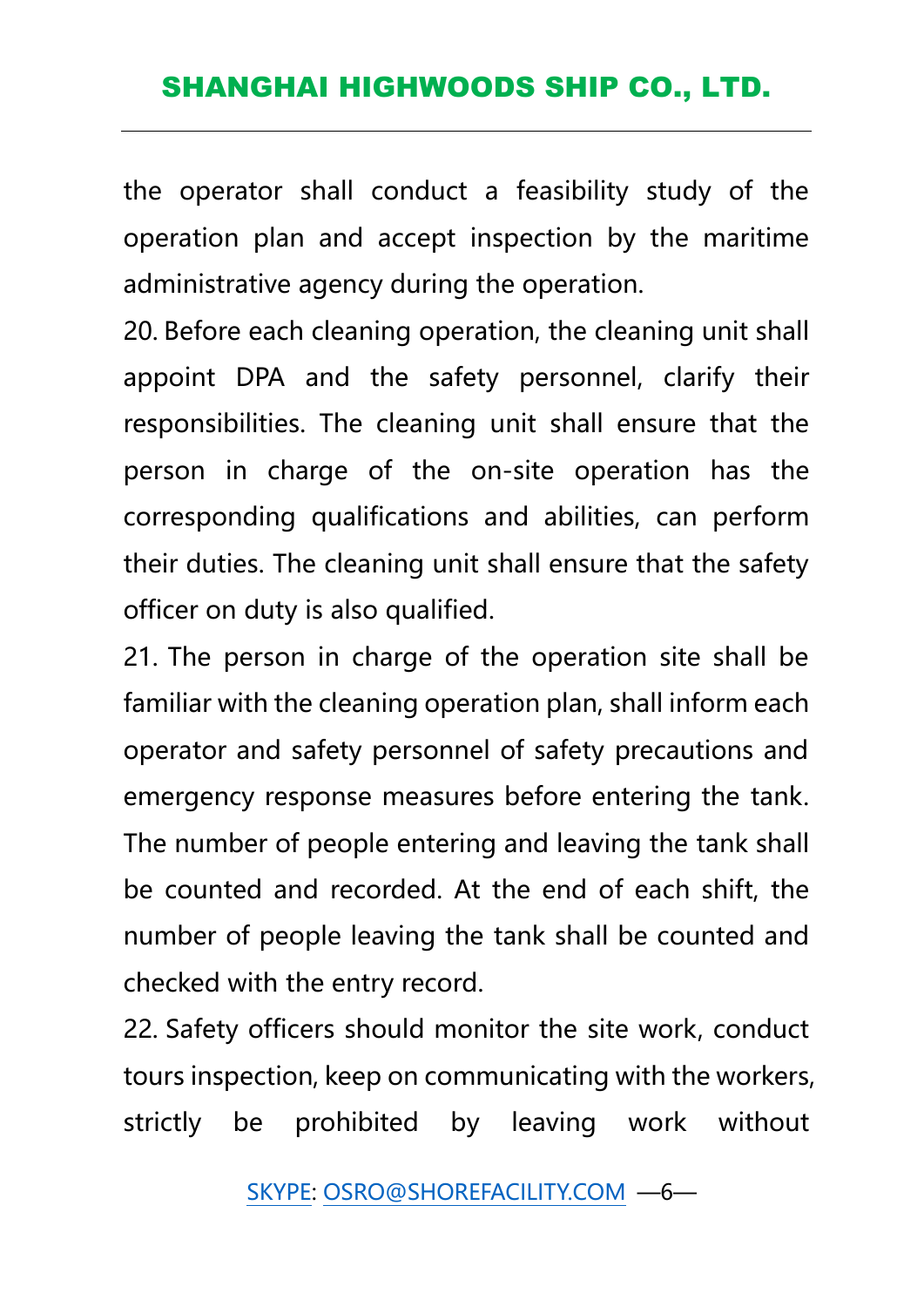the operator shall conduct a feasibility study of the operation plan and accept inspection by the maritime administrative agency during the operation.

20. Before each cleaning operation, the cleaning unit shall appoint DPA and the safety personnel, clarify their responsibilities. The cleaning unit shall ensure that the person in charge of the on-site operation has the corresponding qualifications and abilities, can perform their duties. The cleaning unit shall ensure that the safety officer on duty is also qualified.

21. The person in charge of the operation site shall be familiar with the cleaning operation plan, shall inform each operator and safety personnel of safety precautions and emergency response measures before entering the tank. The number of people entering and leaving the tank shall be counted and recorded. At the end of each shift, the number of people leaving the tank shall be counted and checked with the entry record.

22. Safety officers should monitor the site work, conduct tours inspection, keep on communicating with the workers, strictly be prohibited by leaving work without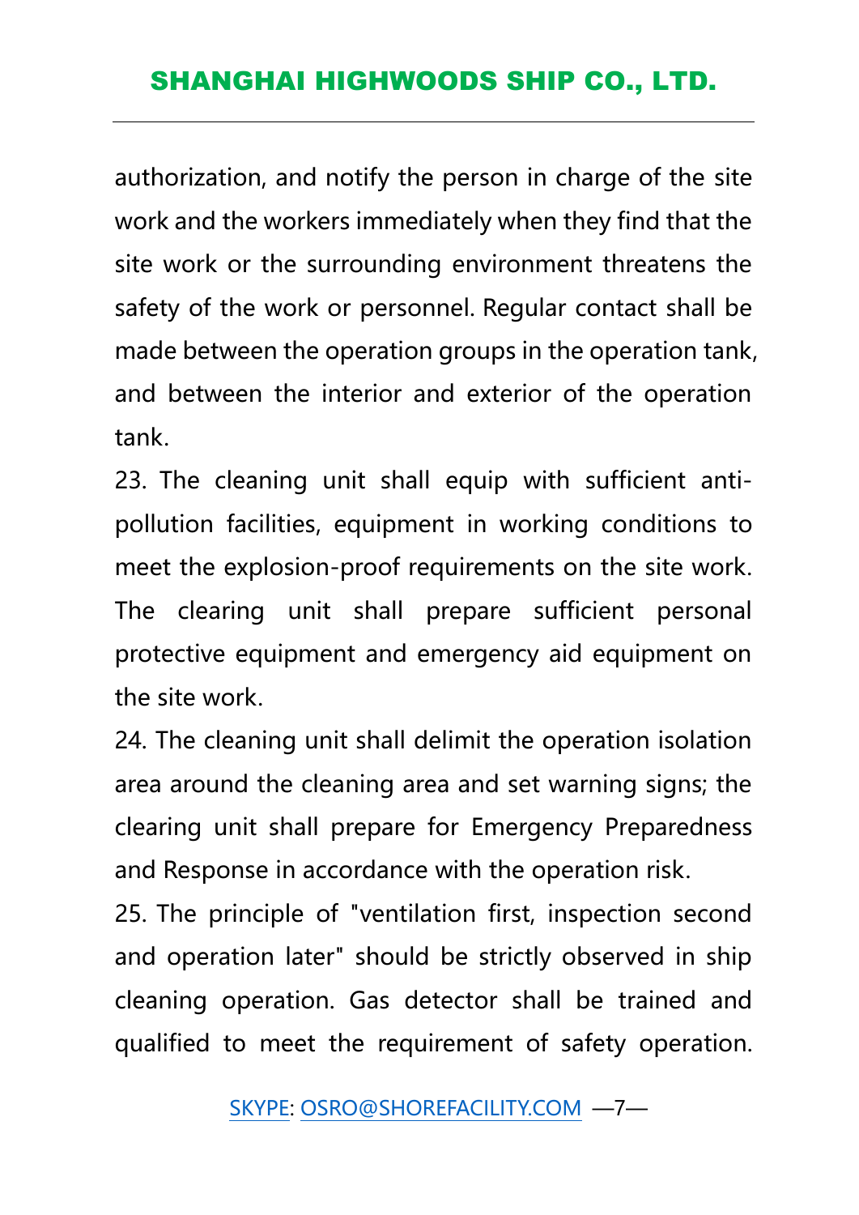authorization, and notify the person in charge of the site work and the workers immediately when they find that the site work or the surrounding environment threatens the safety of the work or personnel. Regular contact shall be made between the operation groups in the operation tank, and between the interior and exterior of the operation tank.

23. The cleaning unit shall equip with sufficient anti-pollution facilities, equipment in working conditions to meet the explosion-proof requirements on the site work. The clearing unit shall prepare sufficient personal protective equipment and emergency aid equipment on the site work.

24. The cleaning unit shall delimit the operation isolation area around the cleaning area and set warning signs; the clearing unit shall prepare for Emergency Preparedness and Response in accordance with the operation risk.

25. The principle of "ventilation first, inspection second and operation later" should be strictly observed in ship cleaning operation. Gas detector shall be trained and qualified to meet the requirement of safety operation.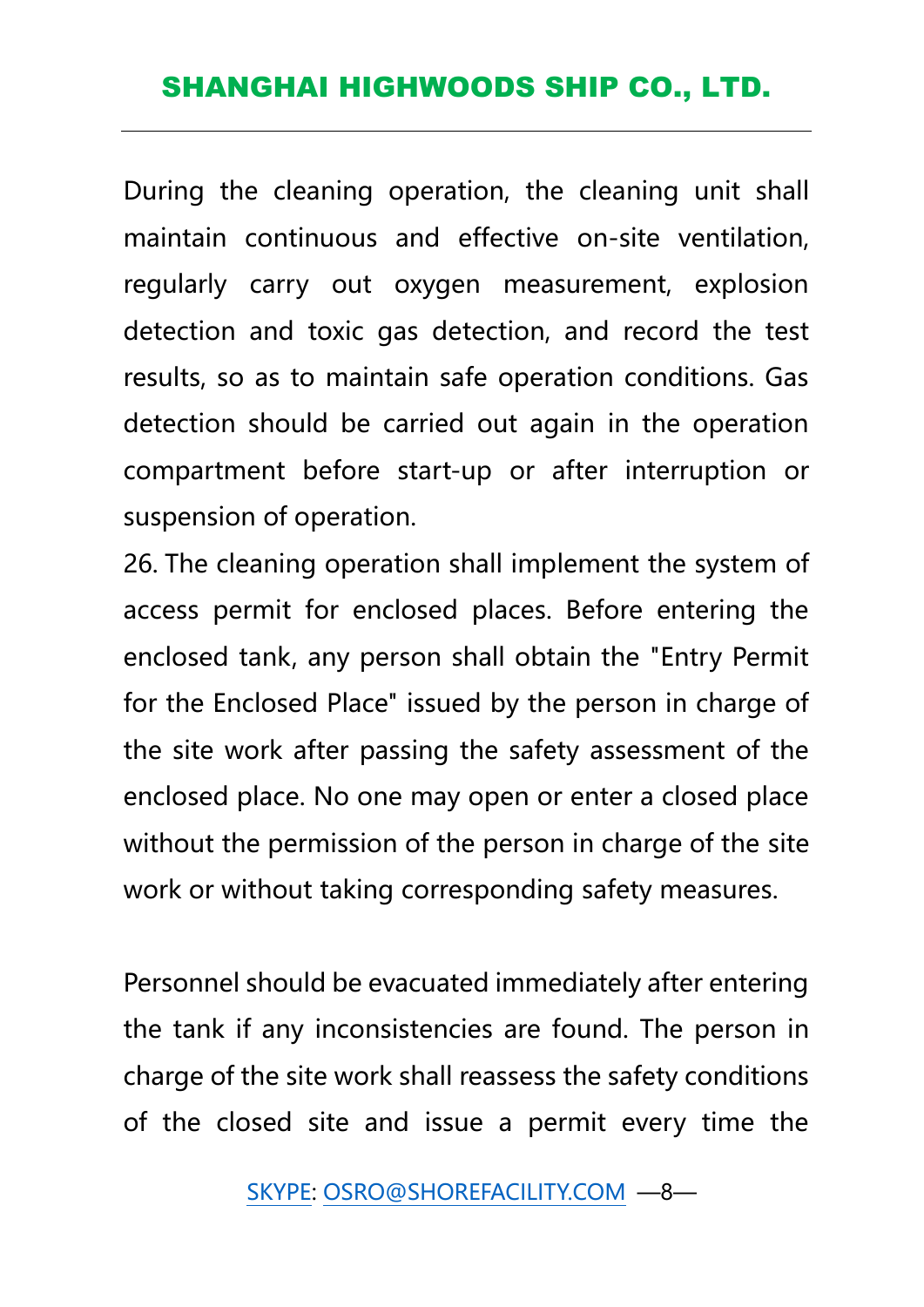During the cleaning operation, the cleaning unit shall maintain continuous and effective on-site ventilation, regularly carry out oxygen measurement, explosion detection and toxic gas detection, and record the test results, so as to maintain safe operation conditions. Gas detection should be carried out again in the operation compartment before start-up or after interruption or suspension of operation.

26. The cleaning operation shall implement the system of access permit for enclosed places. Before entering the enclosed tank, any person shall obtain the "Entry Permit for the Enclosed Place" issued by the person in charge of the site work after passing the safety assessment of the enclosed place. No one may open or enter a closed place without the permission of the person in charge of the site work or without taking corresponding safety measures.

Personnel should be evacuated immediately after entering the tank if any inconsistencies are found. The person in charge of the site work shall reassess the safety conditions of the closed site and issue a permit every time the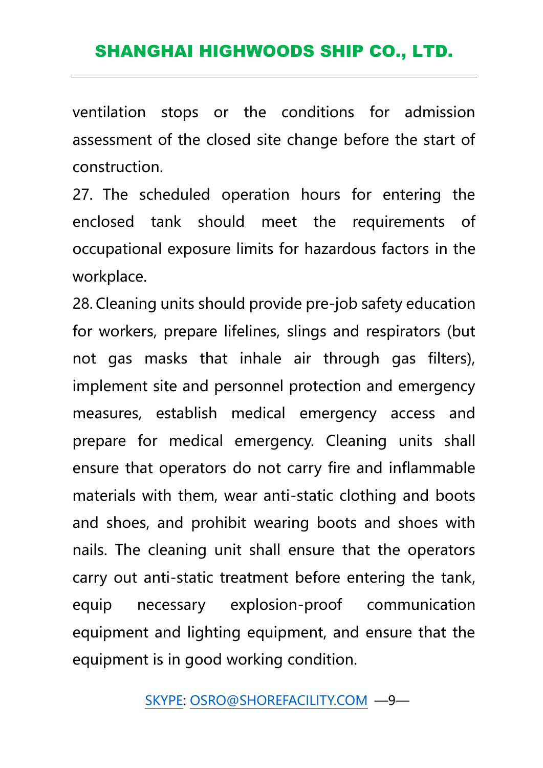ventilation stops or the conditions for admission assessment of the closed site change before the start of construction.

27. The scheduled operation hours for entering the enclosed tank should meet the requirements of occupational exposure limits for hazardous factors in the workplace.

28. Cleaning units should provide pre-job safety education for workers, prepare lifelines, slings and respirators (but not gas masks that inhale air through gas filters), implement site and personnel protection and emergency measures, establish medical emergency access and prepare for medical emergency. Cleaning units shall ensure that operators do not carry fire and inflammable materials with them, wear anti-static clothing and boots and shoes, and prohibit wearing boots and shoes with nails. The cleaning unit shall ensure that the operators carry out anti-static treatment before entering the tank, equip necessary explosion-proof communication equipment and lighting equipment, and ensure that the equipment is in good working condition.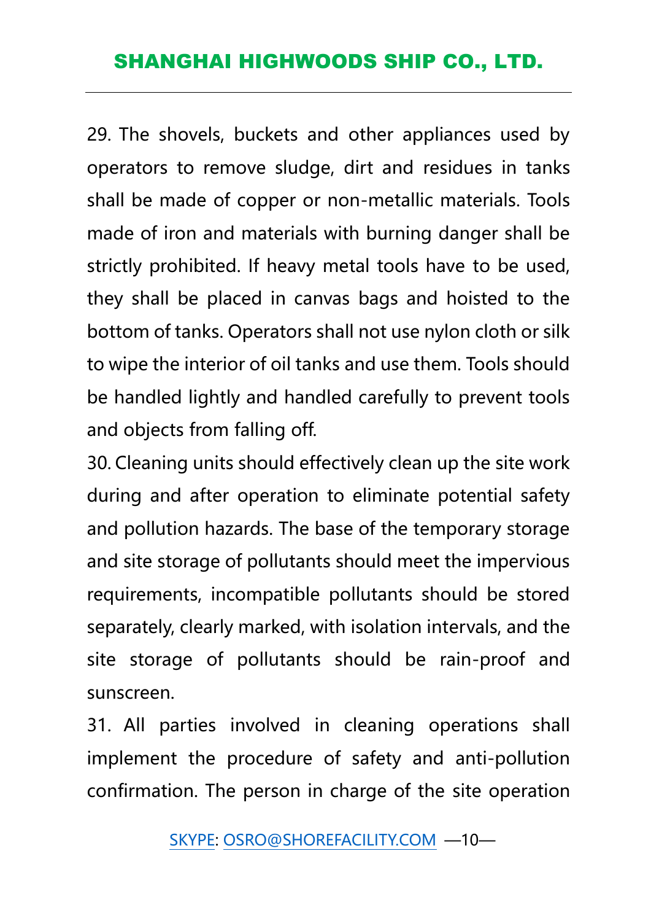29. The shovels, buckets and other appliances used by operators to remove sludge, dirt and residues in tanks shall be made of copper or non-metallic materials. Tools made of iron and materials with burning danger shall be strictly prohibited. If heavy metal tools have to be used, they shall be placed in canvas bags and hoisted to the bottom of tanks. Operators shall not use nylon cloth or silk to wipe the interior of oil tanks and use them. Tools should be handled lightly and handled carefully to prevent tools and objects from falling off.

30. Cleaning units should effectively clean up the site work during and after operation to eliminate potential safety and pollution hazards. The base of the temporary storage and site storage of pollutants should meet the impervious requirements, incompatible pollutants should be stored separately, clearly marked, with isolation intervals, and the site storage of pollutants should be rain-proof and sunscreen.

31. All parties involved in cleaning operations shall implement the procedure of safety and anti-pollution confirmation. The person in charge of the site operation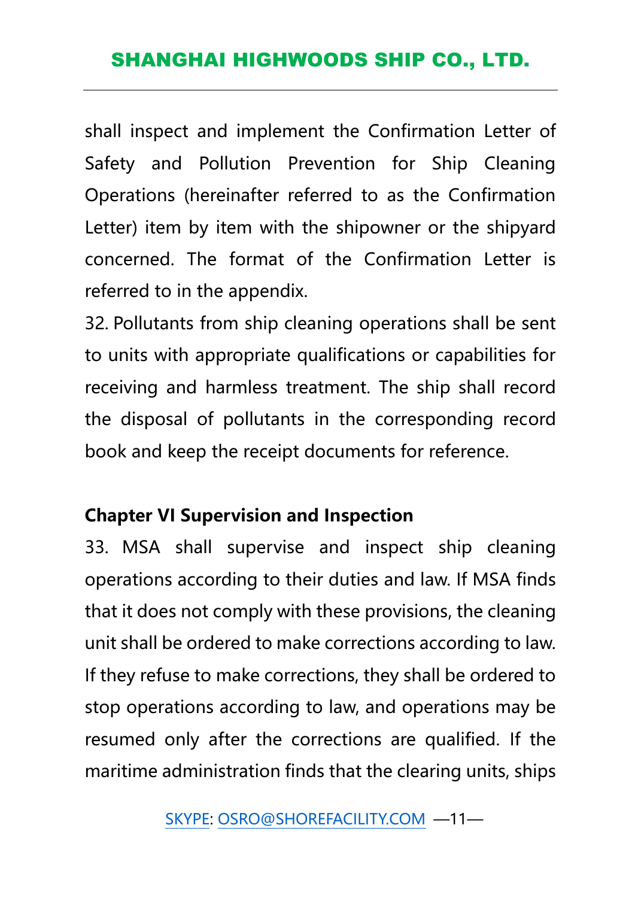shall inspect and implement the Confirmation Letter of Safety and Pollution Prevention for Ship Cleaning Operations (hereinafter referred to as the Confirmation Letter) item by item with the shipowner or the shipyard concerned. The format of the Confirmation Letter is referred to in the appendix.

32. Pollutants from ship cleaning operations shall be sent to units with appropriate qualifications or capabilities for receiving and harmless treatment. The ship shall record the disposal of pollutants in the corresponding record book and keep the receipt documents for reference.

**Chapter VI Supervision and Inspection**

33. MSA shall supervise and inspect ship cleaning operations according to their duties and law. If MSA finds that it does not comply with these provisions, the cleaning unit shall be ordered to make corrections according to law. If they refuse to make corrections, they shall be ordered to stop operations according to law, and operations may be resumed only after the corrections are qualified. If the maritime administration finds that the clearing units, ships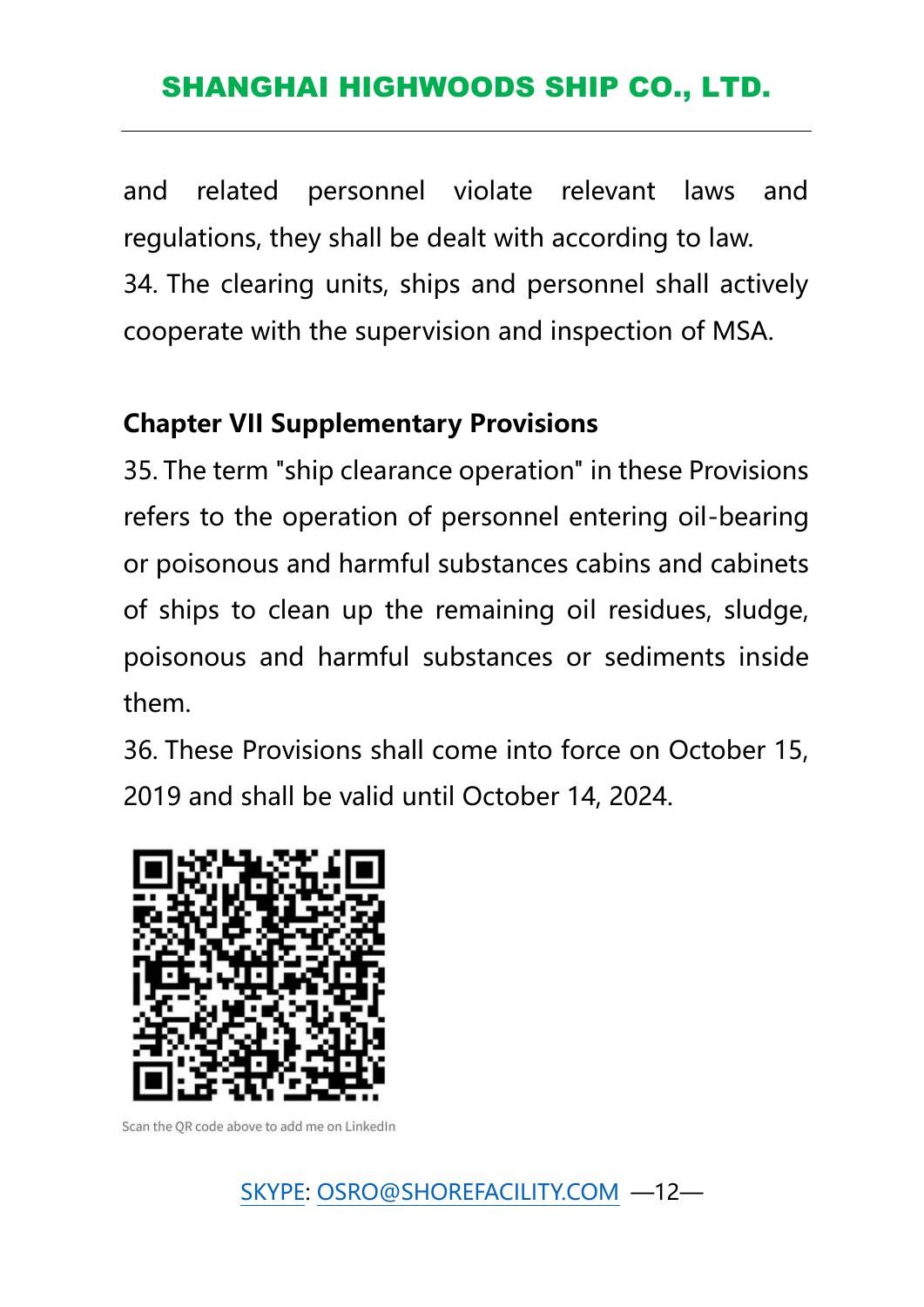and related personnel violate relevant laws and regulations, they shall be dealt with according to law.

34. The clearing units, ships and personnel shall actively cooperate with the supervision and inspection of MSA.

**Chapter VII Supplementary Provisions**

35. The term "ship clearance operation" in these Provisions refers to the operation of personnel entering oil-bearing or poisonous and harmful substances cabins and cabinets of ships to clean up the remaining oil residues, sludge, poisonous and harmful substances or sediments inside them.

36. These Provisions shall come into force on October 15, 2019 and shall be valid until October 14, 2024.

Scan the QR code above to add me on LinkedIn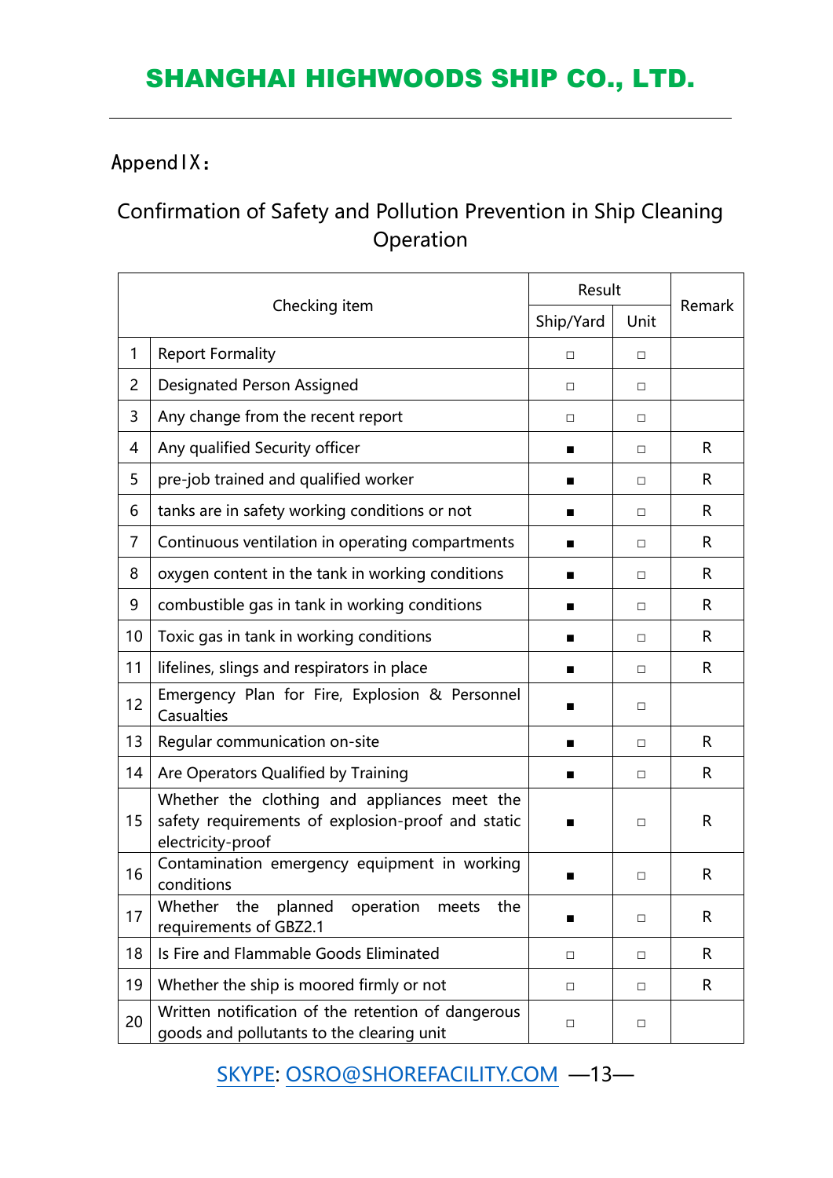Append I X：

## Confirmation of Safety and Pollution Prevention in Ship Cleaning Operation

| | Checking item | Result | | Remark |
|---|---|---|---|---|
| | | Ship/Yard | Unit | |
| 1 | Report Formality | □ | □ | |
| 2 | Designated Person Assigned | □ | □ | |
| 3 | Any change from the recent report | □ | □ | |
| 4 | Any qualified Security officer | ■ | □ | R |
| 5 | pre-job trained and qualified worker | ■ | □ | R |
| 6 | tanks are in safety working conditions or not | ■ | □ | R |
| 7 | Continuous ventilation in operating compartments | ■ | □ | R |
| 8 | oxygen content in the tank in working conditions | ■ | □ | R |
| 9 | combustible gas in tank in working conditions | ■ | □ | R |
| 10 | Toxic gas in tank in working conditions | ■ | □ | R |
| 11 | lifelines, slings and respirators in place | ■ | □ | R |
| 12 | Emergency Plan for Fire, Explosion & Personnel Casualties | ■ | □ | |
| 13 | Regular communication on-site | ■ | □ | R |
| 14 | Are Operators Qualified by Training | ■ | □ | R |
| 15 | Whether the clothing and appliances meet the safety requirements of explosion-proof and static electricity-proof | ■ | □ | R |
| 16 | Contamination emergency equipment in working conditions | ■ | □ | R |
| 17 | Whether the planned operation meets the requirements of GBZ2.1 | ■ | □ | R |
| 18 | Is Fire and Flammable Goods Eliminated | □ | □ | R |
| 19 | Whether the ship is moored firmly or not | □ | □ | R |
| 20 | Written notification of the retention of dangerous goods and pollutants to the clearing unit | □ | □ | |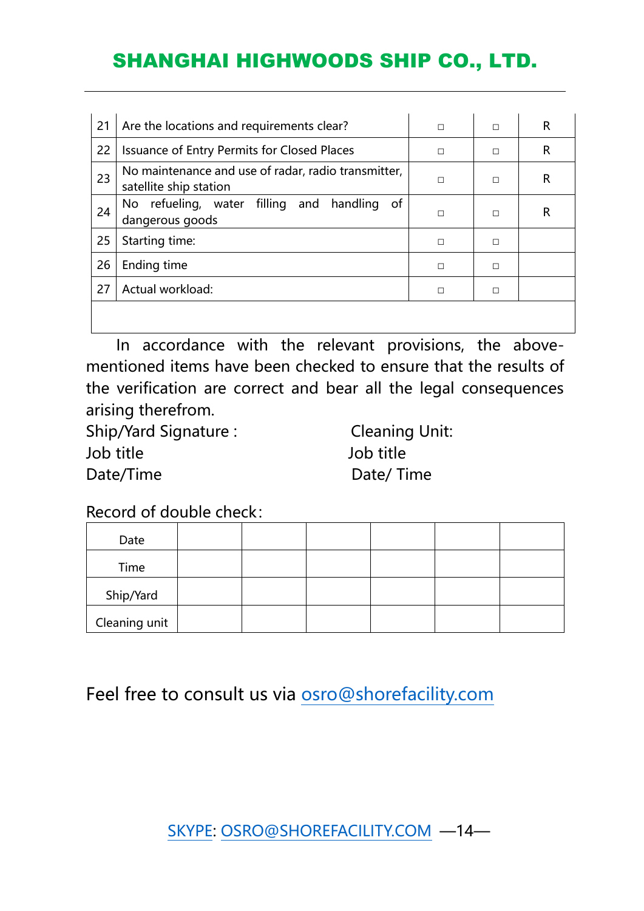| | | | | |
|---|---|---|---|---|
| 21 | Are the locations and requirements clear? | □ | □ | R |
| 22 | Issuance of Entry Permits for Closed Places | □ | □ | R |
| 23 | No maintenance and use of radar, radio transmitter, satellite ship station | □ | □ | R |
| 24 | No refueling, water filling and handling of dangerous goods | □ | □ | R |
| 25 | Starting time: | □ | □ | |
| 26 | Ending time | □ | □ | |
| 27 | Actual workload: | □ | □ | |
| | | | | |

In accordance with the relevant provisions, the above-mentioned items have been checked to ensure that the results of the verification are correct and bear all the legal consequences arising therefrom.

Ship/Yard Signature :

Job title

Date/Time

Cleaning Unit:

Job title

Date/ Time

Record of double check：

| | | | | | | |
|---|---|---|---|---|---|---|
| Date | | | | | | |
| Time | | | | | | |
| Ship/Yard | | | | | | |
| Cleaning unit | | | | | | |

Feel free to consult us via osro@shorefacility.com